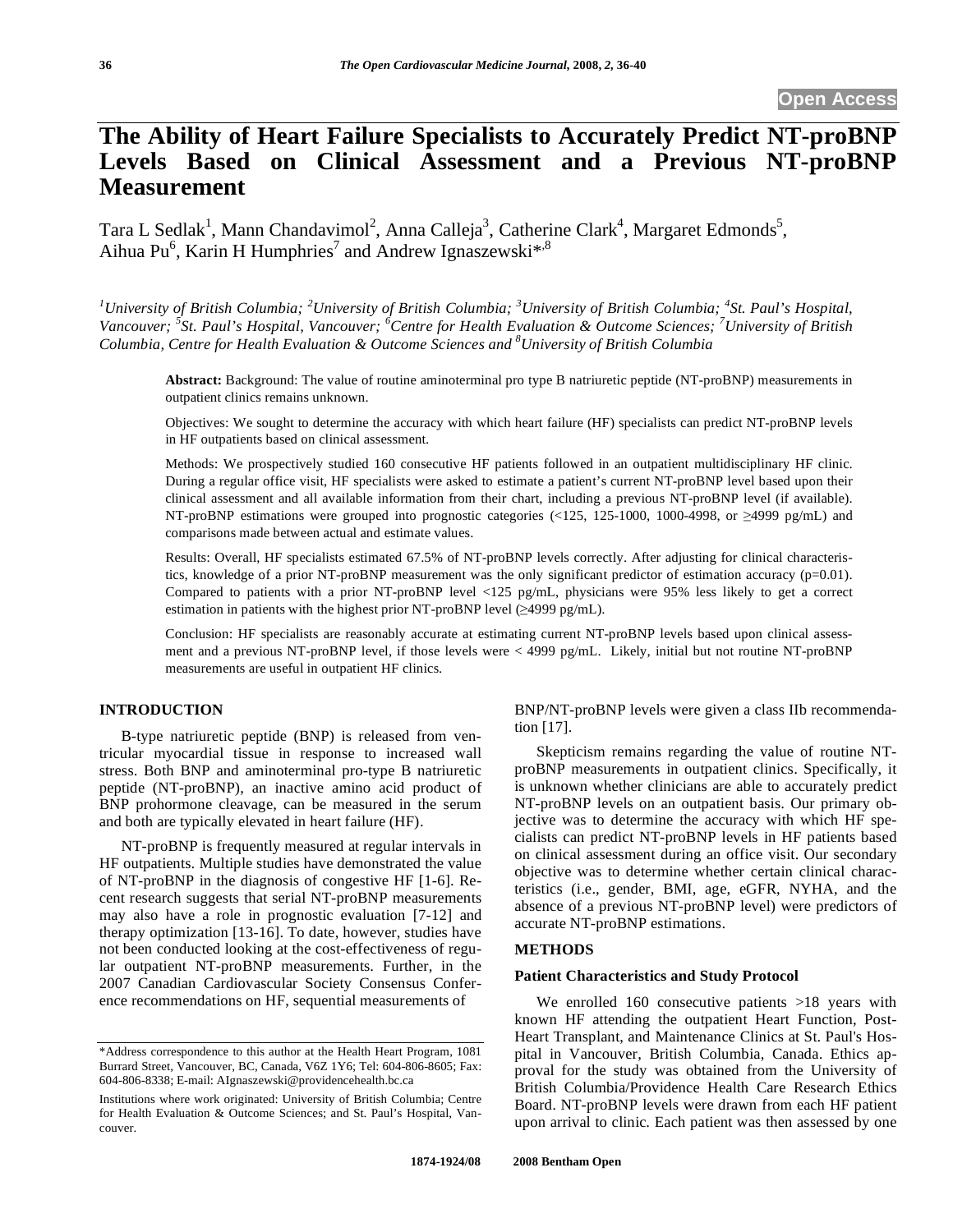Open Access

# The Ability of Heart Failure Specialists to Accurately Predict NT-proBNP Levels Based on Clinical Assessment and a Previous NT-proBNP Measurement

Tara L Sedlak[1], Mann Chandavimol[2], Anna Calleja[3], Catherine Clark[4], Margaret Edmonds[5], Aihua Pu[6], Karin H Humphries[7] and Andrew Ignaszewski*[,8]

[1]University of British Columbia; [2]University of British Columbia; [3]University of British Columbia; [4]St. Paul's Hospital, Vancouver; [5]St. Paul's Hospital, Vancouver; [6]Centre for Health Evaluation & Outcome Sciences; [7]University of British Columbia, Centre for Health Evaluation & Outcome Sciences and [8]University of British Columbia

**Abstract:** Background: The value of routine aminoterminal pro type B natriuretic peptide (NT-proBNP) measurements in outpatient clinics remains unknown.

Objectives: We sought to determine the accuracy with which heart failure (HF) specialists can predict NT-proBNP levels in HF outpatients based on clinical assessment.

Methods: We prospectively studied 160 consecutive HF patients followed in an outpatient multidisciplinary HF clinic. During a regular office visit, HF specialists were asked to estimate a patient's current NT-proBNP level based upon their clinical assessment and all available information from their chart, including a previous NT-proBNP level (if available). NT-proBNP estimations were grouped into prognostic categories (<125, 125-1000, 1000-4998, or ≥4999 pg/mL) and comparisons made between actual and estimate values.

Results: Overall, HF specialists estimated 67.5% of NT-proBNP levels correctly. After adjusting for clinical characteristics, knowledge of a prior NT-proBNP measurement was the only significant predictor of estimation accuracy (p=0.01). Compared to patients with a prior NT-proBNP level <125 pg/mL, physicians were 95% less likely to get a correct estimation in patients with the highest prior NT-proBNP level (≥4999 pg/mL).

Conclusion: HF specialists are reasonably accurate at estimating current NT-proBNP levels based upon clinical assessment and a previous NT-proBNP level, if those levels were < 4999 pg/mL. Likely, initial but not routine NT-proBNP measurements are useful in outpatient HF clinics.

## INTRODUCTION

B-type natriuretic peptide (BNP) is released from ventricular myocardial tissue in response to increased wall stress. Both BNP and aminoterminal pro-type B natriuretic peptide (NT-proBNP), an inactive amino acid product of BNP prohormone cleavage, can be measured in the serum and both are typically elevated in heart failure (HF).

NT-proBNP is frequently measured at regular intervals in HF outpatients. Multiple studies have demonstrated the value of NT-proBNP in the diagnosis of congestive HF [1-6]. Recent research suggests that serial NT-proBNP measurements may also have a role in prognostic evaluation [7-12] and therapy optimization [13-16]. To date, however, studies have not been conducted looking at the cost-effectiveness of regular outpatient NT-proBNP measurements. Further, in the 2007 Canadian Cardiovascular Society Consensus Conference recommendations on HF, sequential measurements of BNP/NT-proBNP levels were given a class IIb recommendation [17].

Skepticism remains regarding the value of routine NT-proBNP measurements in outpatient clinics. Specifically, it is unknown whether clinicians are able to accurately predict NT-proBNP levels on an outpatient basis. Our primary objective was to determine the accuracy with which HF specialists can predict NT-proBNP levels in HF patients based on clinical assessment during an office visit. Our secondary objective was to determine whether certain clinical characteristics (i.e., gender, BMI, age, eGFR, NYHA, and the absence of a previous NT-proBNP level) were predictors of accurate NT-proBNP estimations.

## METHODS

### Patient Characteristics and Study Protocol

We enrolled 160 consecutive patients >18 years with known HF attending the outpatient Heart Function, Post-Heart Transplant, and Maintenance Clinics at St. Paul's Hospital in Vancouver, British Columbia, Canada. Ethics approval for the study was obtained from the University of British Columbia/Providence Health Care Research Ethics Board. NT-proBNP levels were drawn from each HF patient upon arrival to clinic. Each patient was then assessed by one

*Address correspondence to this author at the Health Heart Program, 1081 Burrard Street, Vancouver, BC, Canada, V6Z 1Y6; Tel: 604-806-8605; Fax: 604-806-8338; E-mail: AIgnaszewski@providencehealth.bc.ca

Institutions where work originated: University of British Columbia; Centre for Health Evaluation & Outcome Sciences; and St. Paul's Hospital, Vancouver.

1874-1924/08 2008 Bentham Open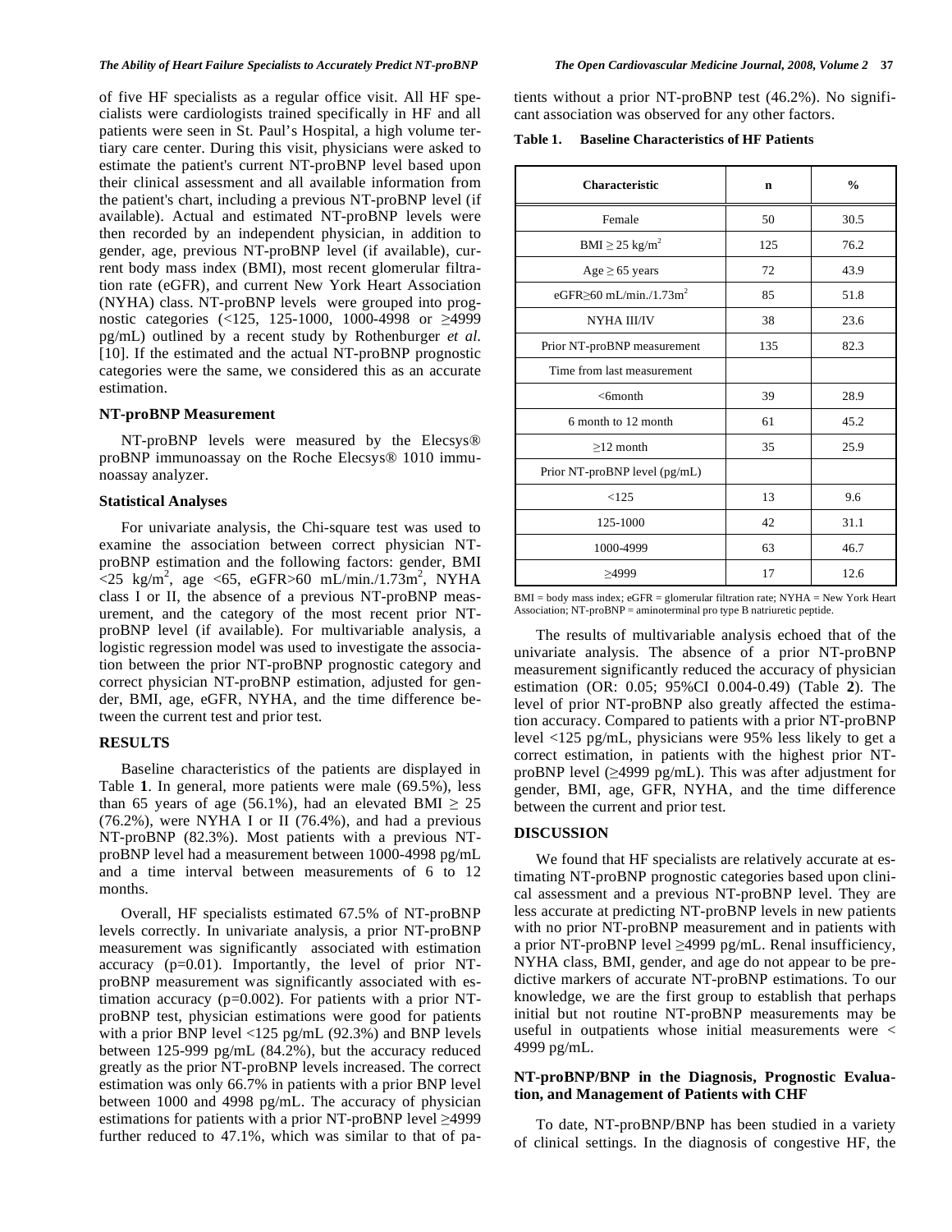of five HF specialists as a regular office visit. All HF specialists were cardiologists trained specifically in HF and all patients were seen in St. Paul's Hospital, a high volume tertiary care center. During this visit, physicians were asked to estimate the patient's current NT-proBNP level based upon their clinical assessment and all available information from the patient's chart, including a previous NT-proBNP level (if available). Actual and estimated NT-proBNP levels were then recorded by an independent physician, in addition to gender, age, previous NT-proBNP level (if available), current body mass index (BMI), most recent glomerular filtration rate (eGFR), and current New York Heart Association (NYHA) class. NT-proBNP levels were grouped into prognostic categories (<125, 125-1000, 1000-4998 or ≥4999 pg/mL) outlined by a recent study by Rothenburger *et al.* [10]. If the estimated and the actual NT-proBNP prognostic categories were the same, we considered this as an accurate estimation.

### NT-proBNP Measurement

NT-proBNP levels were measured by the Elecsys® proBNP immunoassay on the Roche Elecsys® 1010 immunoassay analyzer.

### Statistical Analyses

For univariate analysis, the Chi-square test was used to examine the association between correct physician NT-proBNP estimation and the following factors: gender, BMI <25 kg/m$^2$, age <65, eGFR>60 mL/min./1.73m$^2$, NYHA class I or II, the absence of a previous NT-proBNP measurement, and the category of the most recent prior NT-proBNP level (if available). For multivariable analysis, a logistic regression model was used to investigate the association between the prior NT-proBNP prognostic category and correct physician NT-proBNP estimation, adjusted for gender, BMI, age, eGFR, NYHA, and the time difference between the current test and prior test.

## RESULTS

Baseline characteristics of the patients are displayed in Table **1**. In general, more patients were male (69.5%), less than 65 years of age (56.1%), had an elevated BMI ≥ 25 (76.2%), were NYHA I or II (76.4%), and had a previous NT-proBNP (82.3%). Most patients with a previous NT-proBNP level had a measurement between 1000-4998 pg/mL and a time interval between measurements of 6 to 12 months.

Overall, HF specialists estimated 67.5% of NT-proBNP levels correctly. In univariate analysis, a prior NT-proBNP measurement was significantly associated with estimation accuracy (p=0.01). Importantly, the level of prior NT-proBNP measurement was significantly associated with estimation accuracy (p=0.002). For patients with a prior NT-proBNP test, physician estimations were good for patients with a prior BNP level <125 pg/mL (92.3%) and BNP levels between 125-999 pg/mL (84.2%), but the accuracy reduced greatly as the prior NT-proBNP levels increased. The correct estimation was only 66.7% in patients with a prior BNP level between 1000 and 4998 pg/mL. The accuracy of physician estimations for patients with a prior NT-proBNP level ≥4999 further reduced to 47.1%, which was similar to that of patients without a prior NT-proBNP test (46.2%). No significant association was observed for any other factors.

**Table 1. Baseline Characteristics of HF Patients**

| Characteristic | n | % |
|---|---|---|
| Female | 50 | 30.5 |
| BMI ≥ 25 kg/m$^2$ | 125 | 76.2 |
| Age ≥ 65 years | 72 | 43.9 |
| eGFR≥60 mL/min./1.73m$^2$ | 85 | 51.8 |
| NYHA III/IV | 38 | 23.6 |
| Prior NT-proBNP measurement | 135 | 82.3 |
| Time from last measurement | | |
| <6month | 39 | 28.9 |
| 6 month to 12 month | 61 | 45.2 |
| ≥12 month | 35 | 25.9 |
| Prior NT-proBNP level (pg/mL) | | |
| <125 | 13 | 9.6 |
| 125-1000 | 42 | 31.1 |
| 1000-4999 | 63 | 46.7 |
| ≥4999 | 17 | 12.6 |

BMI = body mass index; eGFR = glomerular filtration rate; NYHA = New York Heart Association; NT-proBNP = aminoterminal pro type B natriuretic peptide.

The results of multivariable analysis echoed that of the univariate analysis. The absence of a prior NT-proBNP measurement significantly reduced the accuracy of physician estimation (OR: 0.05; 95%CI 0.004-0.49) (Table **2**). The level of prior NT-proBNP also greatly affected the estimation accuracy. Compared to patients with a prior NT-proBNP level <125 pg/mL, physicians were 95% less likely to get a correct estimation, in patients with the highest prior NT-proBNP level (≥4999 pg/mL). This was after adjustment for gender, BMI, age, GFR, NYHA, and the time difference between the current and prior test.

## DISCUSSION

We found that HF specialists are relatively accurate at estimating NT-proBNP prognostic categories based upon clinical assessment and a previous NT-proBNP level. They are less accurate at predicting NT-proBNP levels in new patients with no prior NT-proBNP measurement and in patients with a prior NT-proBNP level ≥4999 pg/mL. Renal insufficiency, NYHA class, BMI, gender, and age do not appear to be predictive markers of accurate NT-proBNP estimations. To our knowledge, we are the first group to establish that perhaps initial but not routine NT-proBNP measurements may be useful in outpatients whose initial measurements were < 4999 pg/mL.

### NT-proBNP/BNP in the Diagnosis, Prognostic Evaluation, and Management of Patients with CHF

To date, NT-proBNP/BNP has been studied in a variety of clinical settings. In the diagnosis of congestive HF, the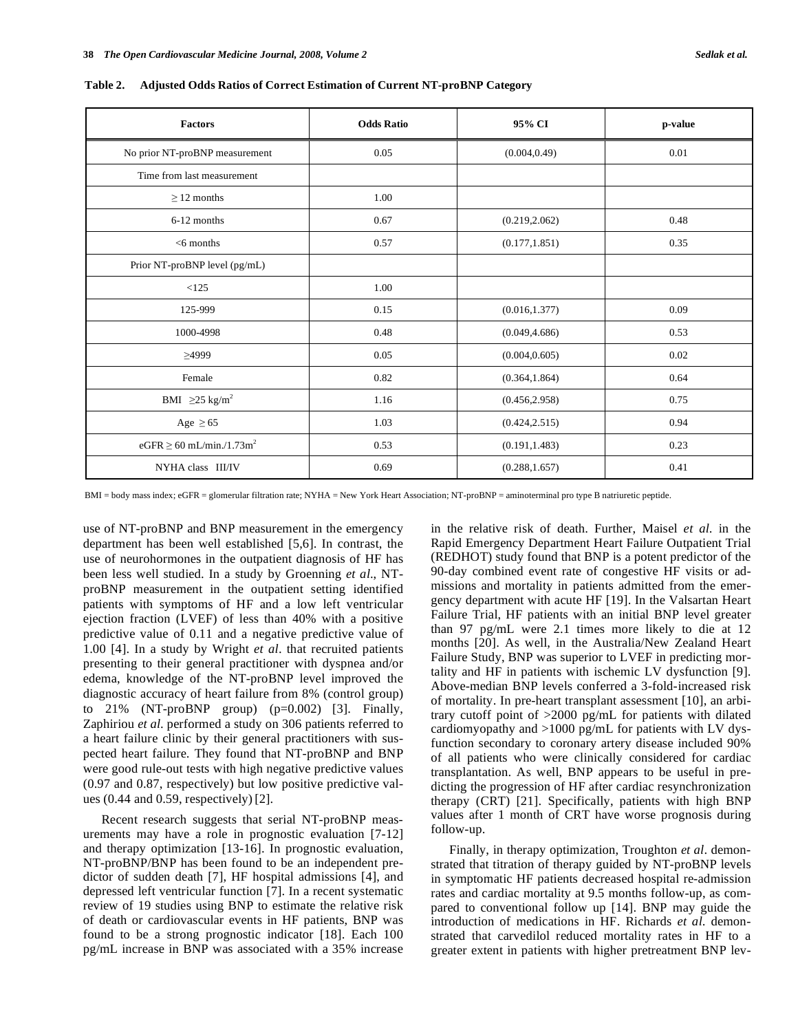**Table 2. Adjusted Odds Ratios of Correct Estimation of Current NT-proBNP Category**

| Factors | Odds Ratio | 95% CI | p-value |
|---|---|---|---|
| No prior NT-proBNP measurement | 0.05 | (0.004,0.49) | 0.01 |
| Time from last measurement | | | |
| ≥ 12 months | 1.00 | | |
| 6-12 months | 0.67 | (0.219,2.062) | 0.48 |
| <6 months | 0.57 | (0.177,1.851) | 0.35 |
| Prior NT-proBNP level (pg/mL) | | | |
| <125 | 1.00 | | |
| 125-999 | 0.15 | (0.016,1.377) | 0.09 |
| 1000-4998 | 0.48 | (0.049,4.686) | 0.53 |
| ≥4999 | 0.05 | (0.004,0.605) | 0.02 |
| Female | 0.82 | (0.364,1.864) | 0.64 |
| BMI ≥25 kg/m$^2$ | 1.16 | (0.456,2.958) | 0.75 |
| Age ≥ 65 | 1.03 | (0.424,2.515) | 0.94 |
| eGFR ≥ 60 mL/min./1.73m$^2$ | 0.53 | (0.191,1.483) | 0.23 |
| NYHA class III/IV | 0.69 | (0.288,1.657) | 0.41 |

BMI = body mass index; eGFR = glomerular filtration rate; NYHA = New York Heart Association; NT-proBNP = aminoterminal pro type B natriuretic peptide.

use of NT-proBNP and BNP measurement in the emergency department has been well established [5,6]. In contrast, the use of neurohormones in the outpatient diagnosis of HF has been less well studied. In a study by Groenning *et al*., NT-proBNP measurement in the outpatient setting identified patients with symptoms of HF and a low left ventricular ejection fraction (LVEF) of less than 40% with a positive predictive value of 0.11 and a negative predictive value of 1.00 [4]. In a study by Wright *et al*. that recruited patients presenting to their general practitioner with dyspnea and/or edema, knowledge of the NT-proBNP level improved the diagnostic accuracy of heart failure from 8% (control group) to 21% (NT-proBNP group) (p=0.002) [3]. Finally, Zaphiriou *et al*. performed a study on 306 patients referred to a heart failure clinic by their general practitioners with suspected heart failure. They found that NT-proBNP and BNP were good rule-out tests with high negative predictive values (0.97 and 0.87, respectively) but low positive predictive values (0.44 and 0.59, respectively) [2].

Recent research suggests that serial NT-proBNP measurements may have a role in prognostic evaluation [7-12] and therapy optimization [13-16]. In prognostic evaluation, NT-proBNP/BNP has been found to be an independent predictor of sudden death [7], HF hospital admissions [4], and depressed left ventricular function [7]. In a recent systematic review of 19 studies using BNP to estimate the relative risk of death or cardiovascular events in HF patients, BNP was found to be a strong prognostic indicator [18]. Each 100 pg/mL increase in BNP was associated with a 35% increase in the relative risk of death. Further, Maisel *et al*. in the Rapid Emergency Department Heart Failure Outpatient Trial (REDHOT) study found that BNP is a potent predictor of the 90-day combined event rate of congestive HF visits or admissions and mortality in patients admitted from the emergency department with acute HF [19]. In the Valsartan Heart Failure Trial, HF patients with an initial BNP level greater than 97 pg/mL were 2.1 times more likely to die at 12 months [20]. As well, in the Australia/New Zealand Heart Failure Study, BNP was superior to LVEF in predicting mortality and HF in patients with ischemic LV dysfunction [9]. Above-median BNP levels conferred a 3-fold-increased risk of mortality. In pre-heart transplant assessment [10], an arbitrary cutoff point of >2000 pg/mL for patients with dilated cardiomyopathy and >1000 pg/mL for patients with LV dysfunction secondary to coronary artery disease included 90% of all patients who were clinically considered for cardiac transplantation. As well, BNP appears to be useful in predicting the progression of HF after cardiac resynchronization therapy (CRT) [21]. Specifically, patients with high BNP values after 1 month of CRT have worse prognosis during follow-up.

Finally, in therapy optimization, Troughton *et al*. demonstrated that titration of therapy guided by NT-proBNP levels in symptomatic HF patients decreased hospital re-admission rates and cardiac mortality at 9.5 months follow-up, as compared to conventional follow up [14]. BNP may guide the introduction of medications in HF. Richards *et al*. demonstrated that carvedilol reduced mortality rates in HF to a greater extent in patients with higher pretreatment BNP lev-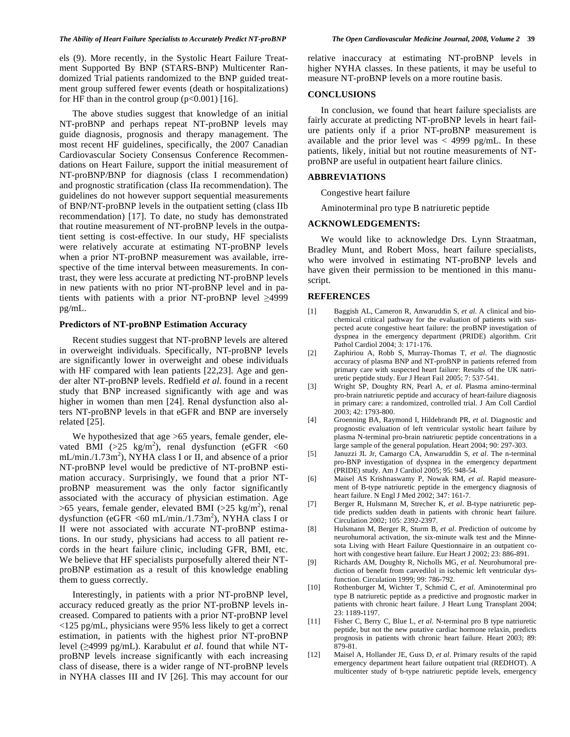els (9). More recently, in the Systolic Heart Failure Treatment Supported By BNP (STARS-BNP) Multicenter Randomized Trial patients randomized to the BNP guided treatment group suffered fewer events (death or hospitalizations) for HF than in the control group ($p<0.001$) [16].

The above studies suggest that knowledge of an initial NT-proBNP and perhaps repeat NT-proBNP levels may guide diagnosis, prognosis and therapy management. The most recent HF guidelines, specifically, the 2007 Canadian Cardiovascular Society Consensus Conference Recommendations on Heart Failure, support the initial measurement of NT-proBNP/BNP for diagnosis (class I recommendation) and prognostic stratification (class IIa recommendation). The guidelines do not however support sequential measurements of BNP/NT-proBNP levels in the outpatient setting (class IIb recommendation) [17]. To date, no study has demonstrated that routine measurement of NT-proBNP levels in the outpatient setting is cost-effective. In our study, HF specialists were relatively accurate at estimating NT-proBNP levels when a prior NT-proBNP measurement was available, irrespective of the time interval between measurements. In contrast, they were less accurate at predicting NT-proBNP levels in new patients with no prior NT-proBNP level and in patients with patients with a prior NT-proBNP level ≥4999 pg/mL.

### Predictors of NT-proBNP Estimation Accuracy

Recent studies suggest that NT-proBNP levels are altered in overweight individuals. Specifically, NT-proBNP levels are significantly lower in overweight and obese individuals with HF compared with lean patients [22,23]. Age and gender alter NT-proBNP levels. Redfield *et al.* found in a recent study that BNP increased significantly with age and was higher in women than men [24]. Renal dysfunction also alters NT-proBNP levels in that eGFR and BNP are inversely related [25].

We hypothesized that age >65 years, female gender, elevated BMI (>25 $kg/m^2$), renal dysfunction (eGFR <60 $mL/min./1.73m^2$), NYHA class I or II, and absence of a prior NT-proBNP level would be predictive of NT-proBNP estimation accuracy. Surprisingly, we found that a prior NT-proBNP measurement was the only factor significantly associated with the accuracy of physician estimation. Age >65 years, female gender, elevated BMI (>25 $kg/m^2$), renal dysfunction (eGFR <60 $mL/min./1.73m^2$), NYHA class I or II were not associated with accurate NT-proBNP estimations. In our study, physicians had access to all patient records in the heart failure clinic, including GFR, BMI, etc. We believe that HF specialists purposefully altered their NT-proBNP estimation as a result of this knowledge enabling them to guess correctly.

Interestingly, in patients with a prior NT-proBNP level, accuracy reduced greatly as the prior NT-proBNP levels increased. Compared to patients with a prior NT-proBNP level <125 pg/mL, physicians were 95% less likely to get a correct estimation, in patients with the highest prior NT-proBNP level (≥4999 pg/mL). Karabulut *et al.* found that while NT-proBNP levels increase significantly with each increasing class of disease, there is a wider range of NT-proBNP levels in NYHA classes III and IV [26]. This may account for our relative inaccuracy at estimating NT-proBNP levels in higher NYHA classes. In these patients, it may be useful to measure NT-proBNP levels on a more routine basis.

## CONCLUSIONS

In conclusion, we found that heart failure specialists are fairly accurate at predicting NT-proBNP levels in heart failure patients only if a prior NT-proBNP measurement is available and the prior level was < 4999 pg/mL. In these patients, likely, initial but not routine measurements of NT-proBNP are useful in outpatient heart failure clinics.

## ABBREVIATIONS

Congestive heart failure

Aminoterminal pro type B natriuretic peptide

## ACKNOWLEDGEMENTS:

We would like to acknowledge Drs. Lynn Straatman, Bradley Munt, and Robert Moss, heart failure specialists, who were involved in estimating NT-proBNP levels and have given their permission to be mentioned in this manuscript.

## REFERENCES

[1] Baggish AL, Cameron R, Anwaruddin S, *et al*. A clinical and biochemical critical pathway for the evaluation of patients with suspected acute congestive heart failure: the proBNP investigation of dyspnea in the emergency department (PRIDE) algorithm. Crit Pathol Cardiol 2004; 3: 171-176.

[2] Zaphiriou A, Robb S, Murray-Thomas T, *et al*. The diagnostic accuracy of plasma BNP and NT-proBNP in patients referred from primary care with suspected heart failure: Results of the UK natriuretic peptide study. Eur J Heart Fail 2005; 7: 537-541.

[3] Wright SP, Doughty RN, Pearl A, *et al*. Plasma amino-terminal pro-brain natriuretic peptide and accuracy of heart-failure diagnosis in primary care: a randomized, controlled trial. J Am Coll Cardiol 2003; 42: 1793-800.

[4] Groenning BA, Raymond I, Hildebrandt PR, *et al*. Diagnostic and prognostic evaluation of left ventricular systolic heart failure by plasma N-terminal pro-brain natriuretic peptide concentrations in a large sample of the general population. Heart 2004; 90: 297-303.

[5] Januzzi JL Jr, Camargo CA, Anwaruddin S, *et al*. The n-terminal pro-BNP investigation of dyspnea in the emergency department (PRIDE) study. Am J Cardiol 2005; 95: 948-54.

[6] Maisel AS Krishnaswamy P, Nowak RM, *et al*. Rapid measurement of B-type natriuretic peptide in the emergency diagnosis of heart failure. N Engl J Med 2002; 347: 161-7.

[7] Berger R, Hulsmann M, Strecher K, *et al*. B-type natriuretic peptide predicts sudden death in patients with chronic heart failure. Circulation 2002; 105: 2392-2397.

[8] Hulsmann M, Berger R, Sturm B, *et al*. Prediction of outcome by neurohumoral activation, the six-minute walk test and the Minnesota Living with Heart Failure Questionnaire in an outpatient cohort with congestive heart failure. Eur Heart J 2002; 23: 886-891.

[9] Richards AM, Doughty R, Nicholls MG, *et al*. Neurohumoral prediction of benefit from carvedilol in ischemic left ventricular dysfunction. Circulation 1999; 99: 786-792.

[10] Rothenburger M, Wichter T, Schmid C, *et al*. Aminoterminal pro type B natriuretic peptide as a predictive and prognostic marker in patients with chronic heart failure. J Heart Lung Transplant 2004; 23: 1189-1197.

[11] Fisher C, Berry C, Blue L, *et al*. N-terminal pro B type natriuretic peptide, but not the new putative cardiac hormone relaxin, predicts prognosis in patients with chronic heart failure. Heart 2003; 89: 879-81.

[12] Maisel A, Hollander JE, Guss D, *et al*. Primary results of the rapid emergency department heart failure outpatient trial (REDHOT). A multicenter study of b-type natriuretic peptide levels, emergency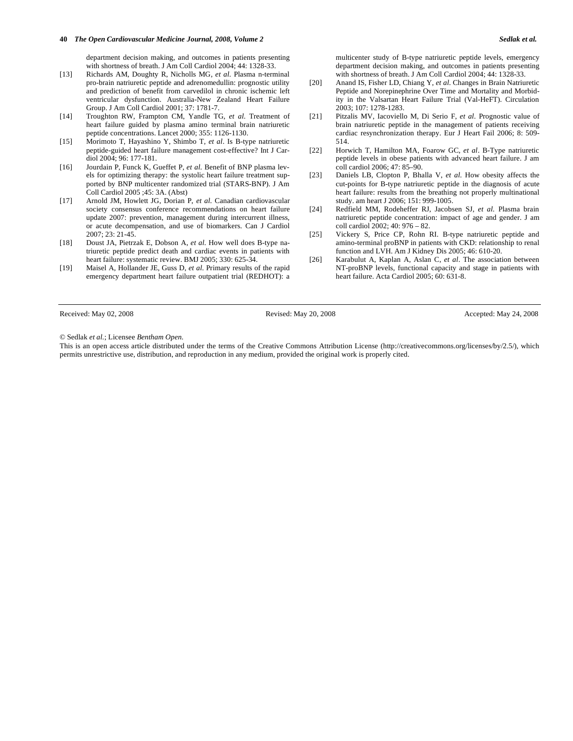department decision making, and outcomes in patients presenting with shortness of breath. J Am Coll Cardiol 2004; 44: 1328-33.

[13] Richards AM, Doughty R, Nicholls MG, *et al.* Plasma n-terminal pro-brain natriuretic peptide and adrenomedullin: prognostic utility and prediction of benefit from carvedilol in chronic ischemic left ventricular dysfunction. Australia-New Zealand Heart Failure Group. J Am Coll Cardiol 2001; 37: 1781-7.

[14] Troughton RW, Frampton CM, Yandle TG, *et al.* Treatment of heart failure guided by plasma amino terminal brain natriuretic peptide concentrations. Lancet 2000; 355: 1126-1130.

[15] Morimoto T, Hayashino Y, Shimbo T, *et al*. Is B-type natriuretic peptide-guided heart failure management cost-effective? Int J Cardiol 2004; 96: 177-181.

[16] Jourdain P, Funck K, Gueffet P, *et al.* Benefit of BNP plasma levels for optimizing therapy: the systolic heart failure treatment supported by BNP multicenter randomized trial (STARS-BNP). J Am Coll Cardiol 2005 ;45: 3A. (Abst)

[17] Arnold JM, Howlett JG, Dorian P, *et al.* Canadian cardiovascular society consensus conference recommendations on heart failure update 2007: prevention, management during intercurrent illness, or acute decompensation, and use of biomarkers. Can J Cardiol 2007; 23: 21-45.

[18] Doust JA, Pietrzak E, Dobson A, *et al.* How well does B-type natriuretic peptide predict death and cardiac events in patients with heart failure: systematic review. BMJ 2005; 330: 625-34.

[19] Maisel A, Hollander JE, Guss D, *et al.* Primary results of the rapid emergency department heart failure outpatient trial (REDHOT): a multicenter study of B-type natriuretic peptide levels, emergency department decision making, and outcomes in patients presenting with shortness of breath. J Am Coll Cardiol 2004; 44: 1328-33.

[20] Anand IS, Fisher LD, Chiang Y, *et al.* Changes in Brain Natriuretic Peptide and Norepinephrine Over Time and Mortality and Morbidity in the Valsartan Heart Failure Trial (Val-HeFT). Circulation 2003; 107: 1278-1283.

[21] Pitzalis MV, Iacoviello M, Di Serio F, *et al*. Prognostic value of brain natriuretic peptide in the management of patients receiving cardiac resynchronization therapy. Eur J Heart Fail 2006; 8: 509-514.

[22] Horwich T, Hamilton MA, Foarow GC, *et al*. B-Type natriuretic peptide levels in obese patients with advanced heart failure. J am coll cardiol 2006; 47: 85–90.

[23] Daniels LB, Clopton P, Bhalla V, *et al.* How obesity affects the cut-points for B-type natriuretic peptide in the diagnosis of acute heart failure: results from the breathing not properly multinational study. am heart J 2006; 151: 999-1005.

[24] Redfield MM, Rodeheffer RJ, Jacobsen SJ, *et al.* Plasma brain natriuretic peptide concentration: impact of age and gender. J am coll cardiol 2002; 40: 976 – 82.

[25] Vickery S, Price CP, Rohn RI. B-type natriuretic peptide and amino-terminal proBNP in patients with CKD: relationship to renal function and LVH. Am J Kidney Dis 2005; 46: 610-20.

[26] Karabulut A, Kaplan A, Aslan C, *et al*. The association between NT-proBNP levels, functional capacity and stage in patients with heart failure. Acta Cardiol 2005; 60: 631-8.

---

Received: May 02, 2008 Revised: May 20, 2008 Accepted: May 24, 2008

© Sedlak *et al.*; Licensee *Bentham Open.*

This is an open access article distributed under the terms of the Creative Commons Attribution License (http://creativecommons.org/licenses/by/2.5/), which permits unrestrictive use, distribution, and reproduction in any medium, provided the original work is properly cited.